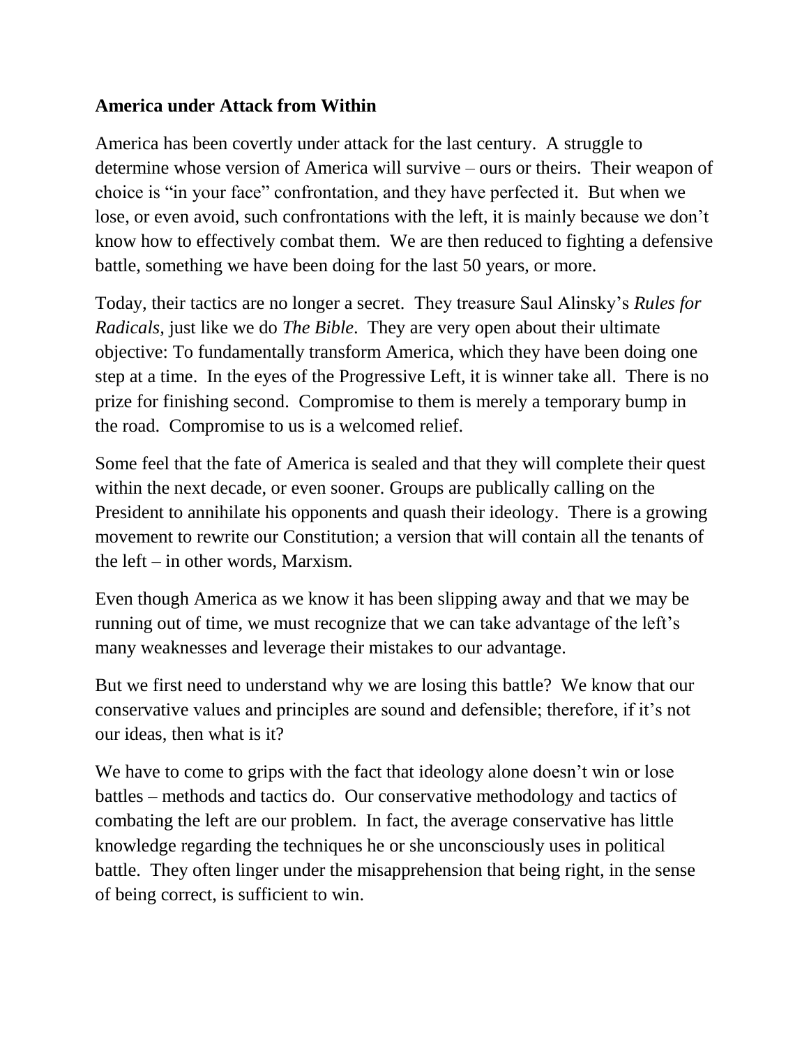**America under Attack from Within**

America has been covertly under attack for the last century. A struggle to determine whose version of America will survive – ours or theirs. Their weapon of choice is "in your face" confrontation, and they have perfected it. But when we lose, or even avoid, such confrontations with the left, it is mainly because we don't know how to effectively combat them. We are then reduced to fighting a defensive battle, something we have been doing for the last 50 years, or more.

Today, their tactics are no longer a secret. They treasure Saul Alinsky's *Rules for Radicals*, just like we do *The Bible*. They are very open about their ultimate objective: To fundamentally transform America, which they have been doing one step at a time. In the eyes of the Progressive Left, it is winner take all. There is no prize for finishing second. Compromise to them is merely a temporary bump in the road. Compromise to us is a welcomed relief.

Some feel that the fate of America is sealed and that they will complete their quest within the next decade, or even sooner. Groups are publically calling on the President to annihilate his opponents and quash their ideology. There is a growing movement to rewrite our Constitution; a version that will contain all the tenants of the left – in other words, Marxism.

Even though America as we know it has been slipping away and that we may be running out of time, we must recognize that we can take advantage of the left's many weaknesses and leverage their mistakes to our advantage.

But we first need to understand why we are losing this battle? We know that our conservative values and principles are sound and defensible; therefore, if it's not our ideas, then what is it?

We have to come to grips with the fact that ideology alone doesn't win or lose battles – methods and tactics do. Our conservative methodology and tactics of combating the left are our problem. In fact, the average conservative has little knowledge regarding the techniques he or she unconsciously uses in political battle. They often linger under the misapprehension that being right, in the sense of being correct, is sufficient to win.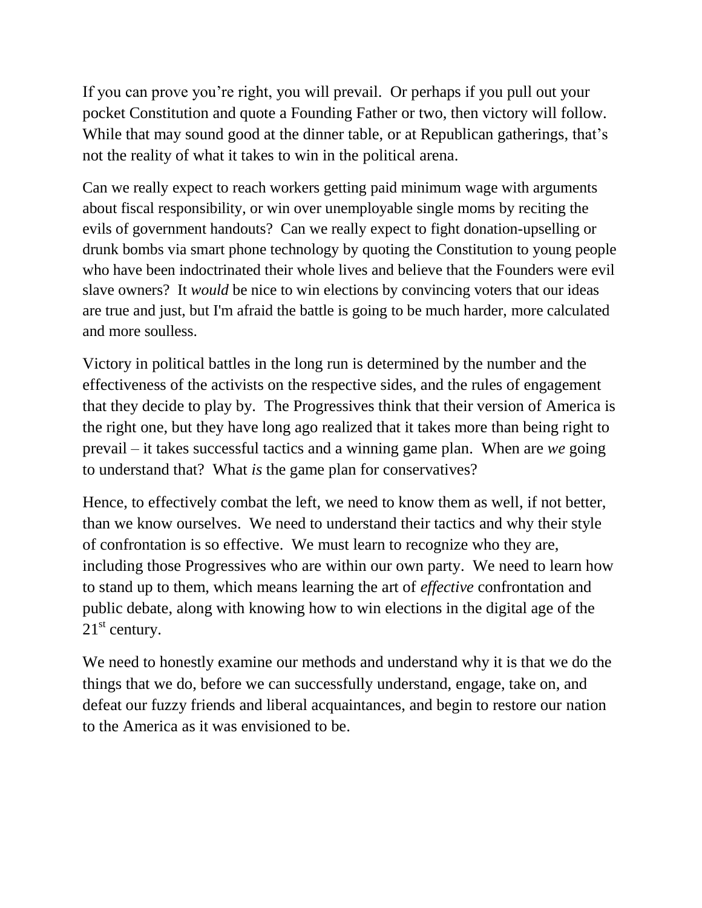If you can prove you're right, you will prevail. Or perhaps if you pull out your pocket Constitution and quote a Founding Father or two, then victory will follow. While that may sound good at the dinner table, or at Republican gatherings, that's not the reality of what it takes to win in the political arena.

Can we really expect to reach workers getting paid minimum wage with arguments about fiscal responsibility, or win over unemployable single moms by reciting the evils of government handouts? Can we really expect to fight donation-upselling or drunk bombs via smart phone technology by quoting the Constitution to young people who have been indoctrinated their whole lives and believe that the Founders were evil slave owners? It *would* be nice to win elections by convincing voters that our ideas are true and just, but I'm afraid the battle is going to be much harder, more calculated and more soulless.

Victory in political battles in the long run is determined by the number and the effectiveness of the activists on the respective sides, and the rules of engagement that they decide to play by. The Progressives think that their version of America is the right one, but they have long ago realized that it takes more than being right to prevail – it takes successful tactics and a winning game plan. When are *we* going to understand that? What *is* the game plan for conservatives?

Hence, to effectively combat the left, we need to know them as well, if not better, than we know ourselves. We need to understand their tactics and why their style of confrontation is so effective. We must learn to recognize who they are, including those Progressives who are within our own party. We need to learn how to stand up to them, which means learning the art of *effective* confrontation and public debate, along with knowing how to win elections in the digital age of the 21st century.

We need to honestly examine our methods and understand why it is that we do the things that we do, before we can successfully understand, engage, take on, and defeat our fuzzy friends and liberal acquaintances, and begin to restore our nation to the America as it was envisioned to be.